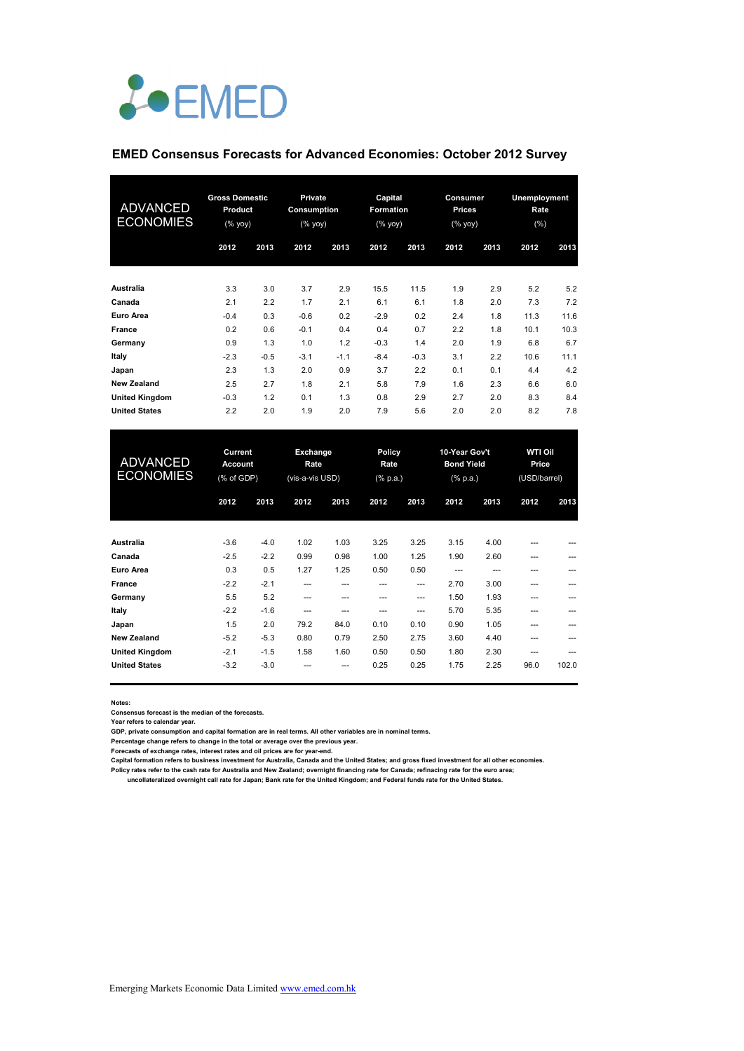EMED

## EMED Consensus Forecasts for Advanced Economies: October 2012 Survey

| ADVANCED ECONOMIES | Gross Domestic Product (% yoy) | | Private Consumption (% yoy) | | Capital Formation (% yoy) | | Consumer Prices (% yoy) | | Unemployment Rate (%) | |
|---|---|---|---|---|---|---|---|---|---|---|
| | 2012 | 2013 | 2012 | 2013 | 2012 | 2013 | 2012 | 2013 | 2012 | 2013 |
| **Australia** | 3.3 | 3.0 | 3.7 | 2.9 | 15.5 | 11.5 | 1.9 | 2.9 | 5.2 | 5.2 |
| **Canada** | 2.1 | 2.2 | 1.7 | 2.1 | 6.1 | 6.1 | 1.8 | 2.0 | 7.3 | 7.2 |
| **Euro Area** | -0.4 | 0.3 | -0.6 | 0.2 | -2.9 | 0.2 | 2.4 | 1.8 | 11.3 | 11.6 |
| **France** | 0.2 | 0.6 | -0.1 | 0.4 | 0.4 | 0.7 | 2.2 | 1.8 | 10.1 | 10.3 |
| **Germany** | 0.9 | 1.3 | 1.0 | 1.2 | -0.3 | 1.4 | 2.0 | 1.9 | 6.8 | 6.7 |
| **Italy** | -2.3 | -0.5 | -3.1 | -1.1 | -8.4 | -0.3 | 3.1 | 2.2 | 10.6 | 11.1 |
| **Japan** | 2.3 | 1.3 | 2.0 | 0.9 | 3.7 | 2.2 | 0.1 | 0.1 | 4.4 | 4.2 |
| **New Zealand** | 2.5 | 2.7 | 1.8 | 2.1 | 5.8 | 7.9 | 1.6 | 2.3 | 6.6 | 6.0 |
| **United Kingdom** | -0.3 | 1.2 | 0.1 | 1.3 | 0.8 | 2.9 | 2.7 | 2.0 | 8.3 | 8.4 |
| **United States** | 2.2 | 2.0 | 1.9 | 2.0 | 7.9 | 5.6 | 2.0 | 2.0 | 8.2 | 7.8 |

| ADVANCED ECONOMIES | Current Account (% of GDP) | | Exchange Rate (vis-a-vis USD) | | Policy Rate (% p.a.) | | 10-Year Gov't Bond Yield (% p.a.) | | WTI Oil Price (USD/barrel) | |
|---|---|---|---|---|---|---|---|---|---|---|
| | 2012 | 2013 | 2012 | 2013 | 2012 | 2013 | 2012 | 2013 | 2012 | 2013 |
| **Australia** | -3.6 | -4.0 | 1.02 | 1.03 | 3.25 | 3.25 | 3.15 | 4.00 | --- | --- |
| **Canada** | -2.5 | -2.2 | 0.99 | 0.98 | 1.00 | 1.25 | 1.90 | 2.60 | --- | --- |
| **Euro Area** | 0.3 | 0.5 | 1.27 | 1.25 | 0.50 | 0.50 | --- | --- | --- | --- |
| **France** | -2.2 | -2.1 | --- | --- | --- | --- | 2.70 | 3.00 | --- | --- |
| **Germany** | 5.5 | 5.2 | --- | --- | --- | --- | 1.50 | 1.93 | --- | --- |
| **Italy** | -2.2 | -1.6 | --- | --- | --- | --- | 5.70 | 5.35 | --- | --- |
| **Japan** | 1.5 | 2.0 | 79.2 | 84.0 | 0.10 | 0.10 | 0.90 | 1.05 | --- | --- |
| **New Zealand** | -5.2 | -5.3 | 0.80 | 0.79 | 2.50 | 2.75 | 3.60 | 4.40 | --- | --- |
| **United Kingdom** | -2.1 | -1.5 | 1.58 | 1.60 | 0.50 | 0.50 | 1.80 | 2.30 | --- | --- |
| **United States** | -3.2 | -3.0 | --- | --- | 0.25 | 0.25 | 1.75 | 2.25 | 96.0 | 102.0 |

**Notes:**
Consensus forecast is the median of the forecasts.
Year refers to calendar year.
GDP, private consumption and capital formation are in real terms. All other variables are in nominal terms.
Percentage change refers to change in the total or average over the previous year.
Forecasts of exchange rates, interest rates and oil prices are for year-end.
Capital formation refers to business investment for Australia, Canada and the United States; and gross fixed investment for all other economies.
Policy rates refer to the cash rate for Australia and New Zealand; overnight financing rate for Canada; refinacing rate for the euro area;
uncollateralized overnight call rate for Japan; Bank rate for the United Kingdom; and Federal funds rate for the United States.

Emerging Markets Economic Data Limited www.emed.com.hk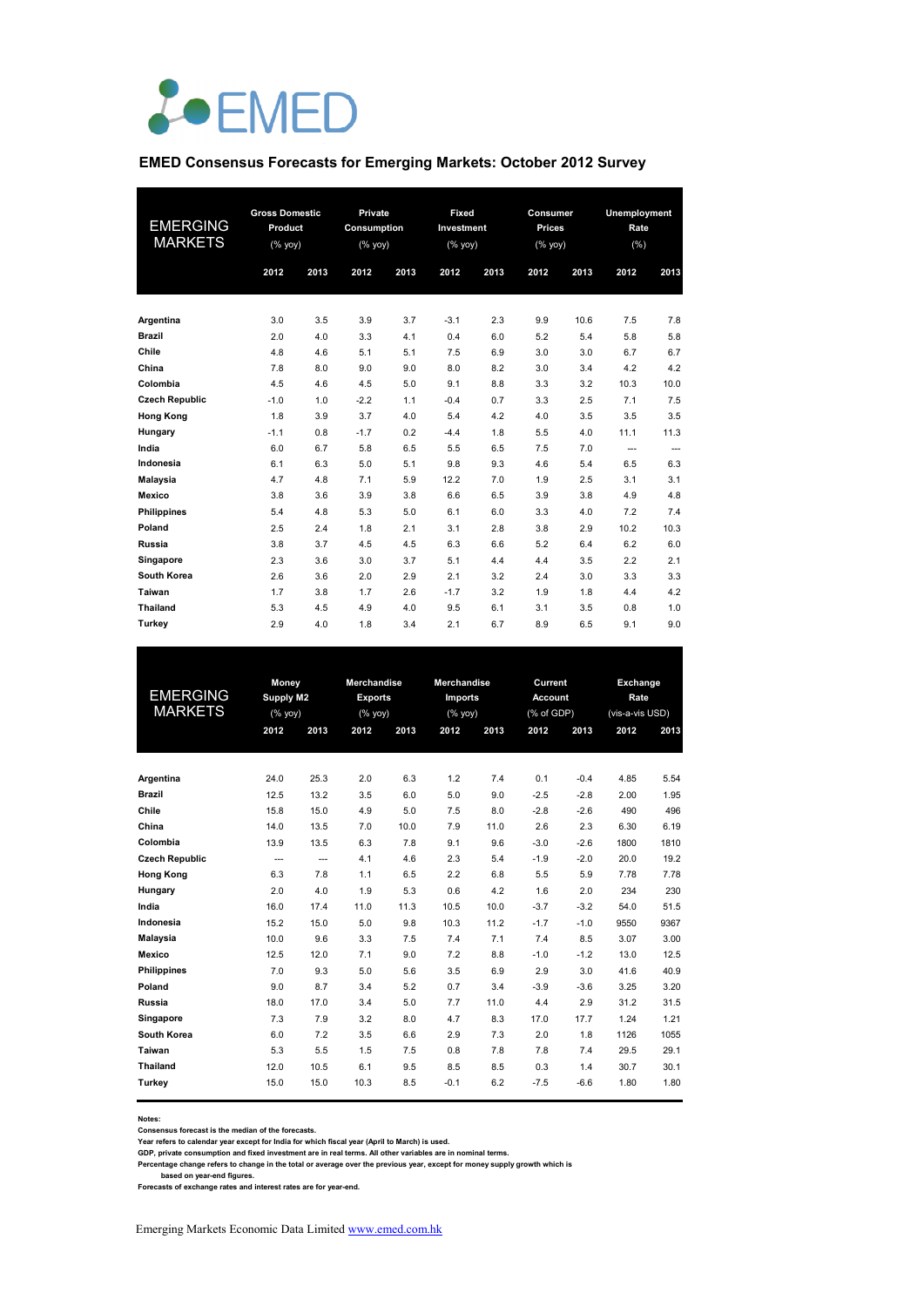## EMED Consensus Forecasts for Emerging Markets: October 2012 Survey

| EMERGING MARKETS | Gross Domestic Product (% yoy) | | Private Consumption (% yoy) | | Fixed Investment (% yoy) | | Consumer Prices (% yoy) | | Unemployment Rate (%) | |
|---|---|---|---|---|---|---|---|---|---|---|
| | 2012 | 2013 | 2012 | 2013 | 2012 | 2013 | 2012 | 2013 | 2012 | 2013 |
| **Argentina** | 3.0 | 3.5 | 3.9 | 3.7 | -3.1 | 2.3 | 9.9 | 10.6 | 7.5 | 7.8 |
| **Brazil** | 2.0 | 4.0 | 3.3 | 4.1 | 0.4 | 6.0 | 5.2 | 5.4 | 5.8 | 5.8 |
| **Chile** | 4.8 | 4.6 | 5.1 | 5.1 | 7.5 | 6.9 | 3.0 | 3.0 | 6.7 | 6.7 |
| **China** | 7.8 | 8.0 | 9.0 | 9.0 | 8.0 | 8.2 | 3.0 | 3.4 | 4.2 | 4.2 |
| **Colombia** | 4.5 | 4.6 | 4.5 | 5.0 | 9.1 | 8.8 | 3.3 | 3.2 | 10.3 | 10.0 |
| **Czech Republic** | -1.0 | 1.0 | -2.2 | 1.1 | -0.4 | 0.7 | 3.3 | 2.5 | 7.1 | 7.5 |
| **Hong Kong** | 1.8 | 3.9 | 3.7 | 4.0 | 5.4 | 4.2 | 4.0 | 3.5 | 3.5 | 3.5 |
| **Hungary** | -1.1 | 0.8 | -1.7 | 0.2 | -4.4 | 1.8 | 5.5 | 4.0 | 11.1 | 11.3 |
| **India** | 6.0 | 6.7 | 5.8 | 6.5 | 5.5 | 6.5 | 7.5 | 7.0 | --- | --- |
| **Indonesia** | 6.1 | 6.3 | 5.0 | 5.1 | 9.8 | 9.3 | 4.6 | 5.4 | 6.5 | 6.3 |
| **Malaysia** | 4.7 | 4.8 | 7.1 | 5.9 | 12.2 | 7.0 | 1.9 | 2.5 | 3.1 | 3.1 |
| **Mexico** | 3.8 | 3.6 | 3.9 | 3.8 | 6.6 | 6.5 | 3.9 | 3.8 | 4.9 | 4.8 |
| **Philippines** | 5.4 | 4.8 | 5.3 | 5.0 | 6.1 | 6.0 | 3.3 | 4.0 | 7.2 | 7.4 |
| **Poland** | 2.5 | 2.4 | 1.8 | 2.1 | 3.1 | 2.8 | 3.8 | 2.9 | 10.2 | 10.3 |
| **Russia** | 3.8 | 3.7 | 4.5 | 4.5 | 6.3 | 6.6 | 5.2 | 6.4 | 6.2 | 6.0 |
| **Singapore** | 2.3 | 3.6 | 3.0 | 3.7 | 5.1 | 4.4 | 4.4 | 3.5 | 2.2 | 2.1 |
| **South Korea** | 2.6 | 3.6 | 2.0 | 2.9 | 2.1 | 3.2 | 2.4 | 3.0 | 3.3 | 3.3 |
| **Taiwan** | 1.7 | 3.8 | 1.7 | 2.6 | -1.7 | 3.2 | 1.9 | 1.8 | 4.4 | 4.2 |
| **Thailand** | 5.3 | 4.5 | 4.9 | 4.0 | 9.5 | 6.1 | 3.1 | 3.5 | 0.8 | 1.0 |
| **Turkey** | 2.9 | 4.0 | 1.8 | 3.4 | 2.1 | 6.7 | 8.9 | 6.5 | 9.1 | 9.0 |

| EMERGING MARKETS | Money Supply M2 (% yoy) | | Merchandise Exports (% yoy) | | Merchandise Imports (% yoy) | | Current Account (% of GDP) | | Exchange Rate (vis-a-vis USD) | |
|---|---|---|---|---|---|---|---|---|---|---|
| | 2012 | 2013 | 2012 | 2013 | 2012 | 2013 | 2012 | 2013 | 2012 | 2013 |
| **Argentina** | 24.0 | 25.3 | 2.0 | 6.3 | 1.2 | 7.4 | 0.1 | -0.4 | 4.85 | 5.54 |
| **Brazil** | 12.5 | 13.2 | 3.5 | 6.0 | 5.0 | 9.0 | -2.5 | -2.8 | 2.00 | 1.95 |
| **Chile** | 15.8 | 15.0 | 4.9 | 5.0 | 7.5 | 8.0 | -2.8 | -2.6 | 490 | 496 |
| **China** | 14.0 | 13.5 | 7.0 | 10.0 | 7.9 | 11.0 | 2.6 | 2.3 | 6.30 | 6.19 |
| **Colombia** | 13.9 | 13.5 | 6.3 | 7.8 | 9.1 | 9.6 | -3.0 | -2.6 | 1800 | 1810 |
| **Czech Republic** | --- | --- | 4.1 | 4.6 | 2.3 | 5.4 | -1.9 | -2.0 | 20.0 | 19.2 |
| **Hong Kong** | 6.3 | 7.8 | 1.1 | 6.5 | 2.2 | 6.8 | 5.5 | 5.9 | 7.78 | 7.78 |
| **Hungary** | 2.0 | 4.0 | 1.9 | 5.3 | 0.6 | 4.2 | 1.6 | 2.0 | 234 | 230 |
| **India** | 16.0 | 17.4 | 11.0 | 11.3 | 10.5 | 10.0 | -3.7 | -3.2 | 54.0 | 51.5 |
| **Indonesia** | 15.2 | 15.0 | 5.0 | 9.8 | 10.3 | 11.2 | -1.7 | -1.0 | 9550 | 9367 |
| **Malaysia** | 10.0 | 9.6 | 3.3 | 7.5 | 7.4 | 7.1 | 7.4 | 8.5 | 3.07 | 3.00 |
| **Mexico** | 12.5 | 12.0 | 7.1 | 9.0 | 7.2 | 8.8 | -1.0 | -1.2 | 13.0 | 12.5 |
| **Philippines** | 7.0 | 9.3 | 5.0 | 5.6 | 3.5 | 6.9 | 2.9 | 3.0 | 41.6 | 40.9 |
| **Poland** | 9.0 | 8.7 | 3.4 | 5.2 | 0.7 | 3.4 | -3.9 | -3.6 | 3.25 | 3.20 |
| **Russia** | 18.0 | 17.0 | 3.4 | 5.0 | 7.7 | 11.0 | 4.4 | 2.9 | 31.2 | 31.5 |
| **Singapore** | 7.3 | 7.9 | 3.2 | 8.0 | 4.7 | 8.3 | 17.0 | 17.7 | 1.24 | 1.21 |
| **South Korea** | 6.0 | 7.2 | 3.5 | 6.6 | 2.9 | 7.3 | 2.0 | 1.8 | 1126 | 1055 |
| **Taiwan** | 5.3 | 5.5 | 1.5 | 7.5 | 0.8 | 7.8 | 7.8 | 7.4 | 29.5 | 29.1 |
| **Thailand** | 12.0 | 10.5 | 6.1 | 9.5 | 8.5 | 8.5 | 0.3 | 1.4 | 30.7 | 30.1 |
| **Turkey** | 15.0 | 15.0 | 10.3 | 8.5 | -0.1 | 6.2 | -7.5 | -6.6 | 1.80 | 1.80 |

**Notes:**
**Consensus forecast is the median of the forecasts.**
**Year refers to calendar year except for India for which fiscal year (April to March) is used.**
**GDP, private consumption and fixed investment are in real terms. All other variables are in nominal terms.**
**Percentage change refers to change in the total or average over the previous year, except for money supply growth which is based on year-end figures.**
**Forecasts of exchange rates and interest rates are for year-end.**

Emerging Markets Economic Data Limited [www.emed.com.hk](http://www.emed.com.hk)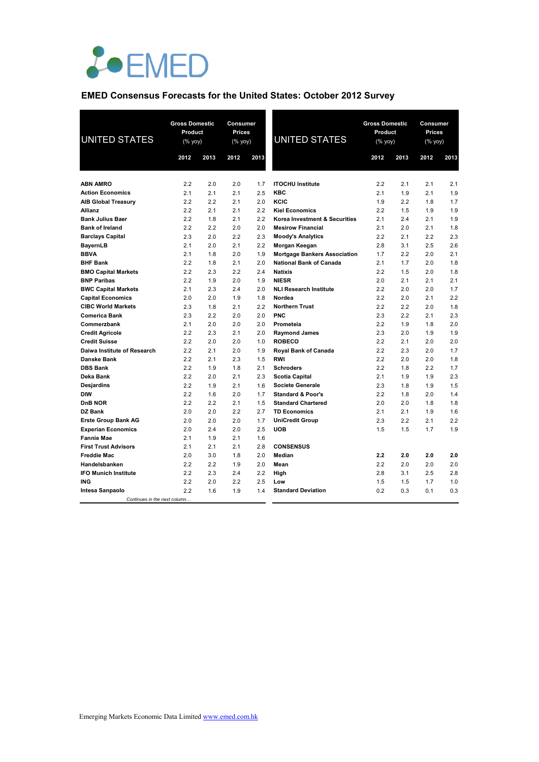EMED

## EMED Consensus Forecasts for the United States: October 2012 Survey

| UNITED STATES | Gross Domestic Product (% yoy) | | Consumer Prices (% yoy) | |
|---|---|---|---|---|
| | 2012 | 2013 | 2012 | 2013 |
| **ABN AMRO** | 2.2 | 2.0 | 2.0 | 1.7 |
| **Action Economics** | 2.1 | 2.1 | 2.1 | 2.5 |
| **AIB Global Treasury** | 2.2 | 2.2 | 2.1 | 2.0 |
| **Allianz** | 2.2 | 2.1 | 2.1 | 2.2 |
| **Bank Julius Baer** | 2.2 | 1.8 | 2.1 | 2.2 |
| **Bank of Ireland** | 2.2 | 2.2 | 2.0 | 2.0 |
| **Barclays Capital** | 2.3 | 2.0 | 2.2 | 2.3 |
| **BayernLB** | 2.1 | 2.0 | 2.1 | 2.2 |
| **BBVA** | 2.1 | 1.8 | 2.0 | 1.9 |
| **BHF Bank** | 2.2 | 1.8 | 2.1 | 2.0 |
| **BMO Capital Markets** | 2.2 | 2.3 | 2.2 | 2.4 |
| **BNP Paribas** | 2.2 | 1.9 | 2.0 | 1.9 |
| **BWC Capital Markets** | 2.1 | 2.3 | 2.4 | 2.0 |
| **Capital Economics** | 2.0 | 2.0 | 1.9 | 1.8 |
| **CIBC World Markets** | 2.3 | 1.8 | 2.1 | 2.2 |
| **Comerica Bank** | 2.3 | 2.2 | 2.0 | 2.0 |
| **Commerzbank** | 2.1 | 2.0 | 2.0 | 2.0 |
| **Credit Agricole** | 2.2 | 2.3 | 2.1 | 2.0 |
| **Credit Suisse** | 2.2 | 2.0 | 2.0 | 1.0 |
| **Daiwa Institute of Research** | 2.2 | 2.1 | 2.0 | 1.9 |
| **Danske Bank** | 2.2 | 2.1 | 2.3 | 1.5 |
| **DBS Bank** | 2.2 | 1.9 | 1.8 | 2.1 |
| **Deka Bank** | 2.2 | 2.0 | 2.1 | 2.3 |
| **Desjardins** | 2.2 | 1.9 | 2.1 | 1.6 |
| **DIW** | 2.2 | 1.6 | 2.0 | 1.7 |
| **DnB NOR** | 2.2 | 2.2 | 2.1 | 1.5 |
| **DZ Bank** | 2.0 | 2.0 | 2.2 | 2.7 |
| **Erste Group Bank AG** | 2.0 | 2.0 | 2.0 | 1.7 |
| **Experian Economics** | 2.0 | 2.4 | 2.0 | 2.5 |
| **Fannie Mae** | 2.1 | 1.9 | 2.1 | 1.6 |
| **First Trust Advisors** | 2.1 | 2.1 | 2.1 | 2.8 |
| **Freddie Mac** | 2.0 | 3.0 | 1.8 | 2.0 |
| **Handelsbanken** | 2.2 | 2.2 | 1.9 | 2.0 |
| **IFO Munich Institute** | 2.2 | 2.3 | 2.4 | 2.2 |
| **ING** | 2.2 | 2.0 | 2.2 | 2.5 |
| **Intesa Sanpaolo** | 2.2 | 1.6 | 1.9 | 1.4 |
| **ITOCHU Institute** | 2.2 | 2.1 | 2.1 | 2.1 |
| **KBC** | 2.1 | 1.9 | 2.1 | 1.9 |
| **KCIC** | 1.9 | 2.2 | 1.8 | 1.7 |
| **Kiel Economics** | 2.2 | 1.5 | 1.9 | 1.9 |
| **Korea Investment & Securities** | 2.1 | 2.4 | 2.1 | 1.9 |
| **Mesirow Financial** | 2.1 | 2.0 | 2.1 | 1.8 |
| **Moody's Analytics** | 2.2 | 2.1 | 2.2 | 2.3 |
| **Morgan Keegan** | 2.8 | 3.1 | 2.5 | 2.6 |
| **Mortgage Bankers Association** | 1.7 | 2.2 | 2.0 | 2.1 |
| **National Bank of Canada** | 2.1 | 1.7 | 2.0 | 1.8 |
| **Natixis** | 2.2 | 1.5 | 2.0 | 1.8 |
| **NIESR** | 2.0 | 2.1 | 2.1 | 2.1 |
| **NLI Research Institute** | 2.2 | 2.0 | 2.0 | 1.7 |
| **Nordea** | 2.2 | 2.0 | 2.1 | 2.2 |
| **Northern Trust** | 2.2 | 2.2 | 2.0 | 1.8 |
| **PNC** | 2.3 | 2.2 | 2.1 | 2.3 |
| **Prometeia** | 2.2 | 1.9 | 1.8 | 2.0 |
| **Raymond James** | 2.3 | 2.0 | 1.9 | 1.9 |
| **ROBECO** | 2.2 | 2.1 | 2.0 | 2.0 |
| **Royal Bank of Canada** | 2.2 | 2.3 | 2.0 | 1.7 |
| **RWI** | 2.2 | 2.0 | 2.0 | 1.8 |
| **Schroders** | 2.2 | 1.8 | 2.2 | 1.7 |
| **Scotia Capital** | 2.1 | 1.9 | 1.9 | 2.3 |
| **Societe Generale** | 2.3 | 1.8 | 1.9 | 1.5 |
| **Standard & Poor's** | 2.2 | 1.8 | 2.0 | 1.4 |
| **Standard Chartered** | 2.0 | 2.0 | 1.8 | 1.8 |
| **TD Economics** | 2.1 | 2.1 | 1.9 | 1.6 |
| **UniCredit Group** | 2.3 | 2.2 | 2.1 | 2.2 |
| **UOB** | 1.5 | 1.5 | 1.7 | 1.9 |
| **CONSENSUS** | | | | |
| **Median** | **2.2** | **2.0** | **2.0** | **2.0** |
| **Mean** | 2.2 | 2.0 | 2.0 | 2.0 |
| **High** | 2.8 | 3.1 | 2.5 | 2.8 |
| **Low** | 1.5 | 1.5 | 1.7 | 1.0 |
| **Standard Deviation** | 0.2 | 0.3 | 0.1 | 0.3 |

*Continues in the next column…*

Emerging Markets Economic Data Limited www.emed.com.hk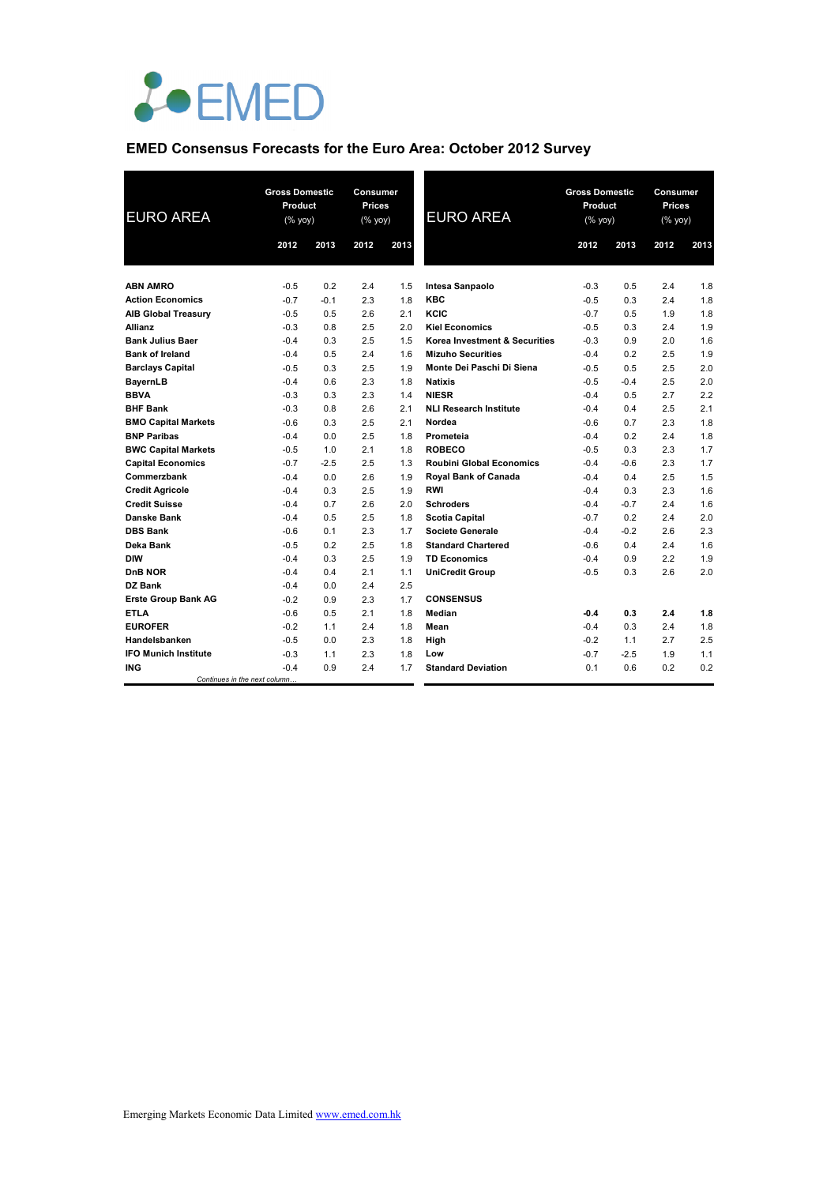EMED

## EMED Consensus Forecasts for the Euro Area: October 2012 Survey

| EURO AREA | Gross Domestic Product (% yoy) | | Consumer Prices (% yoy) | |
|---|---|---|---|---|
| | 2012 | 2013 | 2012 | 2013 |
| **ABN AMRO** | -0.5 | 0.2 | 2.4 | 1.5 |
| **Action Economics** | -0.7 | -0.1 | 2.3 | 1.8 |
| **AIB Global Treasury** | -0.5 | 0.5 | 2.6 | 2.1 |
| **Allianz** | -0.3 | 0.8 | 2.5 | 2.0 |
| **Bank Julius Baer** | -0.4 | 0.3 | 2.5 | 1.5 |
| **Bank of Ireland** | -0.4 | 0.5 | 2.4 | 1.6 |
| **Barclays Capital** | -0.5 | 0.3 | 2.5 | 1.9 |
| **BayernLB** | -0.4 | 0.6 | 2.3 | 1.8 |
| **BBVA** | -0.3 | 0.3 | 2.3 | 1.4 |
| **BHF Bank** | -0.3 | 0.8 | 2.6 | 2.1 |
| **BMO Capital Markets** | -0.6 | 0.3 | 2.5 | 2.1 |
| **BNP Paribas** | -0.4 | 0.0 | 2.5 | 1.8 |
| **BWC Capital Markets** | -0.5 | 1.0 | 2.1 | 1.8 |
| **Capital Economics** | -0.7 | -2.5 | 2.5 | 1.3 |
| **Commerzbank** | -0.4 | 0.0 | 2.6 | 1.9 |
| **Credit Agricole** | -0.4 | 0.3 | 2.5 | 1.9 |
| **Credit Suisse** | -0.4 | 0.7 | 2.6 | 2.0 |
| **Danske Bank** | -0.4 | 0.5 | 2.5 | 1.8 |
| **DBS Bank** | -0.6 | 0.1 | 2.3 | 1.7 |
| **Deka Bank** | -0.5 | 0.2 | 2.5 | 1.8 |
| **DIW** | -0.4 | 0.3 | 2.5 | 1.9 |
| **DnB NOR** | -0.4 | 0.4 | 2.1 | 1.1 |
| **DZ Bank** | -0.4 | 0.0 | 2.4 | 2.5 |
| **Erste Group Bank AG** | -0.2 | 0.9 | 2.3 | 1.7 |
| **ETLA** | -0.6 | 0.5 | 2.1 | 1.8 |
| **EUROFER** | -0.2 | 1.1 | 2.4 | 1.8 |
| **Handelsbanken** | -0.5 | 0.0 | 2.3 | 1.8 |
| **IFO Munich Institute** | -0.3 | 1.1 | 2.3 | 1.8 |
| **ING** | -0.4 | 0.9 | 2.4 | 1.7 |
| **Intesa Sanpaolo** | -0.3 | 0.5 | 2.4 | 1.8 |
| **KBC** | -0.5 | 0.3 | 2.4 | 1.8 |
| **KCIC** | -0.7 | 0.5 | 1.9 | 1.8 |
| **Kiel Economics** | -0.5 | 0.3 | 2.4 | 1.9 |
| **Korea Investment & Securities** | -0.3 | 0.9 | 2.0 | 1.6 |
| **Mizuho Securities** | -0.4 | 0.2 | 2.5 | 1.9 |
| **Monte Dei Paschi Di Siena** | -0.5 | 0.5 | 2.5 | 2.0 |
| **Natixis** | -0.5 | -0.4 | 2.5 | 2.0 |
| **NIESR** | -0.4 | 0.5 | 2.7 | 2.2 |
| **NLI Research Institute** | -0.4 | 0.4 | 2.5 | 2.1 |
| **Nordea** | -0.6 | 0.7 | 2.3 | 1.8 |
| **Prometeia** | -0.4 | 0.2 | 2.4 | 1.8 |
| **ROBECO** | -0.5 | 0.3 | 2.3 | 1.7 |
| **Roubini Global Economics** | -0.4 | -0.6 | 2.3 | 1.7 |
| **Royal Bank of Canada** | -0.4 | 0.4 | 2.5 | 1.5 |
| **RWI** | -0.4 | 0.3 | 2.3 | 1.6 |
| **Schroders** | -0.4 | -0.7 | 2.4 | 1.6 |
| **Scotia Capital** | -0.7 | 0.2 | 2.4 | 2.0 |
| **Societe Generale** | -0.4 | -0.2 | 2.6 | 2.3 |
| **Standard Chartered** | -0.6 | 0.4 | 2.4 | 1.6 |
| **TD Economics** | -0.4 | 0.9 | 2.2 | 1.9 |
| **UniCredit Group** | -0.5 | 0.3 | 2.6 | 2.0 |
| **CONSENSUS** | | | | |
| **Median** | **-0.4** | **0.3** | **2.4** | **1.8** |
| **Mean** | -0.4 | 0.3 | 2.4 | 1.8 |
| **High** | -0.2 | 1.1 | 2.7 | 2.5 |
| **Low** | -0.7 | -2.5 | 1.9 | 1.1 |
| **Standard Deviation** | 0.1 | 0.6 | 0.2 | 0.2 |

*Continues in the next column…*

Emerging Markets Economic Data Limited www.emed.com.hk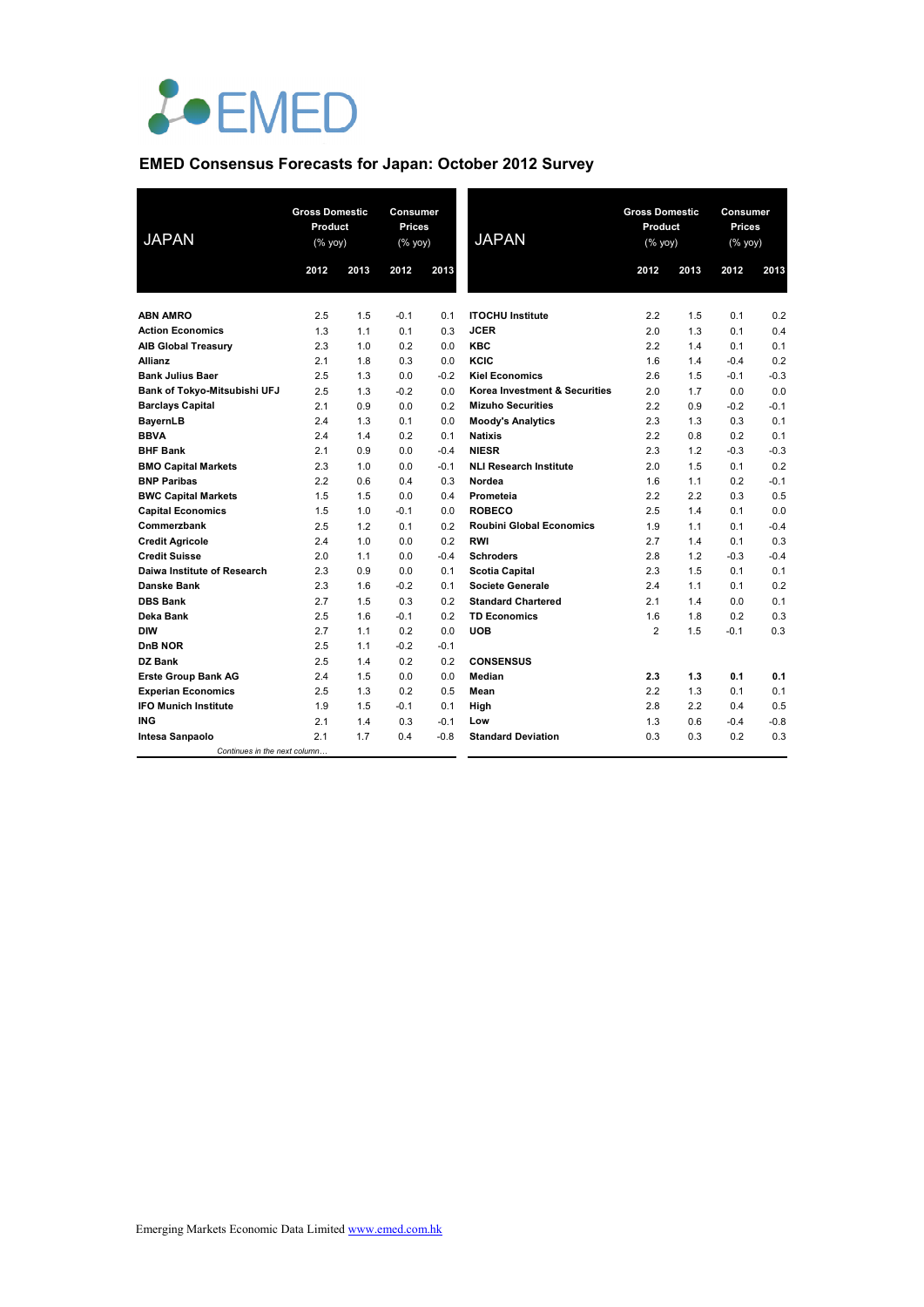EMED

## EMED Consensus Forecasts for Japan: October 2012 Survey

| JAPAN | Gross Domestic Product (% yoy) | | Consumer Prices (% yoy) | |
|---|---|---|---|---|
| | 2012 | 2013 | 2012 | 2013 |
| **ABN AMRO** | 2.5 | 1.5 | -0.1 | 0.1 |
| **Action Economics** | 1.3 | 1.1 | 0.1 | 0.3 |
| **AIB Global Treasury** | 2.3 | 1.0 | 0.2 | 0.0 |
| **Allianz** | 2.1 | 1.8 | 0.3 | 0.0 |
| **Bank Julius Baer** | 2.5 | 1.3 | 0.0 | -0.2 |
| **Bank of Tokyo-Mitsubishi UFJ** | 2.5 | 1.3 | -0.2 | 0.0 |
| **Barclays Capital** | 2.1 | 0.9 | 0.0 | 0.2 |
| **BayernLB** | 2.4 | 1.3 | 0.1 | 0.0 |
| **BBVA** | 2.4 | 1.4 | 0.2 | 0.1 |
| **BHF Bank** | 2.1 | 0.9 | 0.0 | -0.4 |
| **BMO Capital Markets** | 2.3 | 1.0 | 0.0 | -0.1 |
| **BNP Paribas** | 2.2 | 0.6 | 0.4 | 0.3 |
| **BWC Capital Markets** | 1.5 | 1.5 | 0.0 | 0.4 |
| **Capital Economics** | 1.5 | 1.0 | -0.1 | 0.0 |
| **Commerzbank** | 2.5 | 1.2 | 0.1 | 0.2 |
| **Credit Agricole** | 2.4 | 1.0 | 0.0 | 0.2 |
| **Credit Suisse** | 2.0 | 1.1 | 0.0 | -0.4 |
| **Daiwa Institute of Research** | 2.3 | 0.9 | 0.0 | 0.1 |
| **Danske Bank** | 2.3 | 1.6 | -0.2 | 0.1 |
| **DBS Bank** | 2.7 | 1.5 | 0.3 | 0.2 |
| **Deka Bank** | 2.5 | 1.6 | -0.1 | 0.2 |
| **DIW** | 2.7 | 1.1 | 0.2 | 0.0 |
| **DnB NOR** | 2.5 | 1.1 | -0.2 | -0.1 |
| **DZ Bank** | 2.5 | 1.4 | 0.2 | 0.2 |
| **Erste Group Bank AG** | 2.4 | 1.5 | 0.0 | 0.0 |
| **Experian Economics** | 2.5 | 1.3 | 0.2 | 0.5 |
| **IFO Munich Institute** | 1.9 | 1.5 | -0.1 | 0.1 |
| **ING** | 2.1 | 1.4 | 0.3 | -0.1 |
| **Intesa Sanpaolo** | 2.1 | 1.7 | 0.4 | -0.8 |
| **ITOCHU Institute** | 2.2 | 1.5 | 0.1 | 0.2 |
| **JCER** | 2.0 | 1.3 | 0.1 | 0.4 |
| **KBC** | 2.2 | 1.4 | 0.1 | 0.1 |
| **KCIC** | 1.6 | 1.4 | -0.4 | 0.2 |
| **Kiel Economics** | 2.6 | 1.5 | -0.1 | -0.3 |
| **Korea Investment & Securities** | 2.0 | 1.7 | 0.0 | 0.0 |
| **Mizuho Securities** | 2.2 | 0.9 | -0.2 | -0.1 |
| **Moody's Analytics** | 2.3 | 1.3 | 0.3 | 0.1 |
| **Natixis** | 2.2 | 0.8 | 0.2 | 0.1 |
| **NIESR** | 2.3 | 1.2 | -0.3 | -0.3 |
| **NLI Research Institute** | 2.0 | 1.5 | 0.1 | 0.2 |
| **Nordea** | 1.6 | 1.1 | 0.2 | -0.1 |
| **Prometeia** | 2.2 | 2.2 | 0.3 | 0.5 |
| **ROBECO** | 2.5 | 1.4 | 0.1 | 0.0 |
| **Roubini Global Economics** | 1.9 | 1.1 | 0.1 | -0.4 |
| **RWI** | 2.7 | 1.4 | 0.1 | 0.3 |
| **Schroders** | 2.8 | 1.2 | -0.3 | -0.4 |
| **Scotia Capital** | 2.3 | 1.5 | 0.1 | 0.1 |
| **Societe Generale** | 2.4 | 1.1 | 0.1 | 0.2 |
| **Standard Chartered** | 2.1 | 1.4 | 0.0 | 0.1 |
| **TD Economics** | 1.6 | 1.8 | 0.2 | 0.3 |
| **UOB** | 2 | 1.5 | -0.1 | 0.3 |
| **CONSENSUS** | | | | |
| **Median** | **2.3** | **1.3** | **0.1** | **0.1** |
| **Mean** | 2.2 | 1.3 | 0.1 | 0.1 |
| **High** | 2.8 | 2.2 | 0.4 | 0.5 |
| **Low** | 1.3 | 0.6 | -0.4 | -0.8 |
| **Standard Deviation** | 0.3 | 0.3 | 0.2 | 0.3 |

*Continues in the next column…*

Emerging Markets Economic Data Limited [www.emed.com.hk](http://www.emed.com.hk)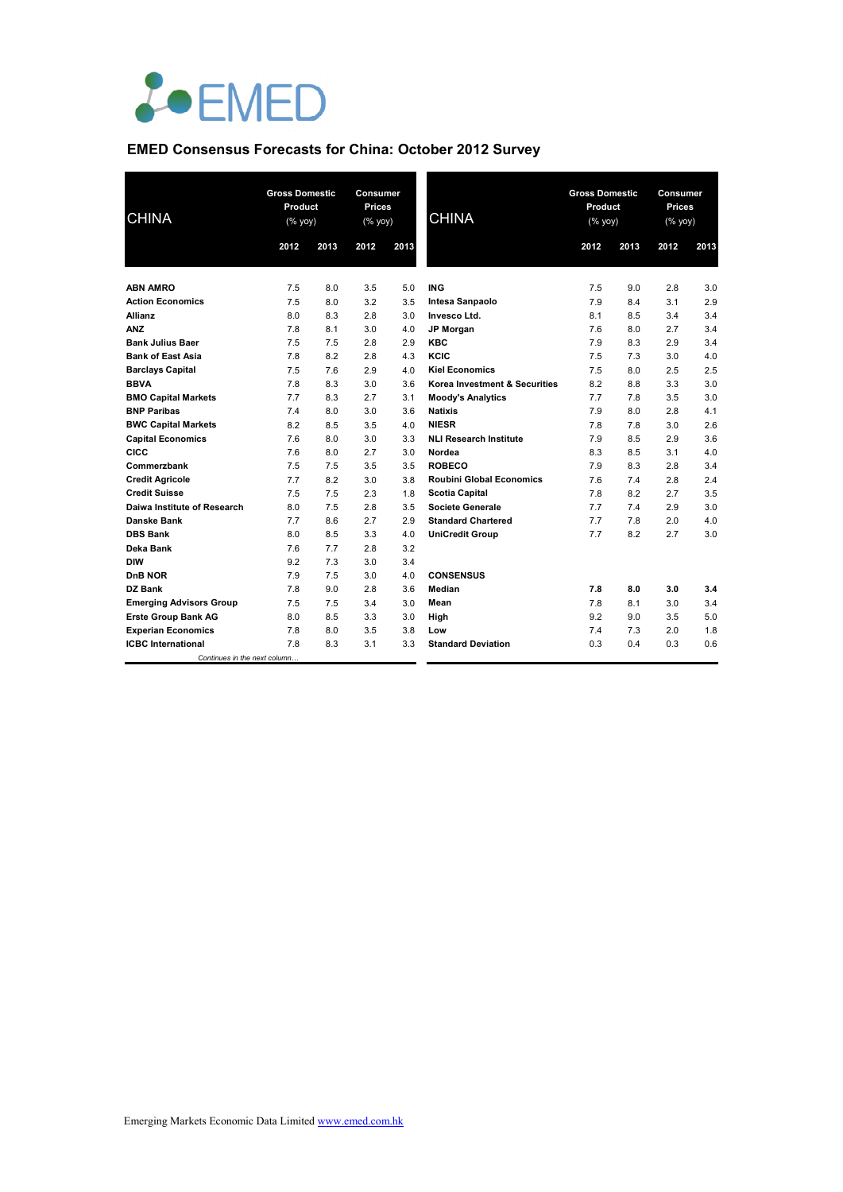EMED

## EMED Consensus Forecasts for China: October 2012 Survey

| CHINA | Gross Domestic Product (% yoy) | | Consumer Prices (% yoy) | |
|---|---|---|---|---|
| | 2012 | 2013 | 2012 | 2013 |
| **ABN AMRO** | 7.5 | 8.0 | 3.5 | 5.0 |
| **Action Economics** | 7.5 | 8.0 | 3.2 | 3.5 |
| **Allianz** | 8.0 | 8.3 | 2.8 | 3.0 |
| **ANZ** | 7.8 | 8.1 | 3.0 | 4.0 |
| **Bank Julius Baer** | 7.5 | 7.5 | 2.8 | 2.9 |
| **Bank of East Asia** | 7.8 | 8.2 | 2.8 | 4.3 |
| **Barclays Capital** | 7.5 | 7.6 | 2.9 | 4.0 |
| **BBVA** | 7.8 | 8.3 | 3.0 | 3.6 |
| **BMO Capital Markets** | 7.7 | 8.3 | 2.7 | 3.1 |
| **BNP Paribas** | 7.4 | 8.0 | 3.0 | 3.6 |
| **BWC Capital Markets** | 8.2 | 8.5 | 3.5 | 4.0 |
| **Capital Economics** | 7.6 | 8.0 | 3.0 | 3.3 |
| **CICC** | 7.6 | 8.0 | 2.7 | 3.0 |
| **Commerzbank** | 7.5 | 7.5 | 3.5 | 3.5 |
| **Credit Agricole** | 7.7 | 8.2 | 3.0 | 3.8 |
| **Credit Suisse** | 7.5 | 7.5 | 2.3 | 1.8 |
| **Daiwa Institute of Research** | 8.0 | 7.5 | 2.8 | 3.5 |
| **Danske Bank** | 7.7 | 8.6 | 2.7 | 2.9 |
| **DBS Bank** | 8.0 | 8.5 | 3.3 | 4.0 |
| **Deka Bank** | 7.6 | 7.7 | 2.8 | 3.2 |
| **DIW** | 9.2 | 7.3 | 3.0 | 3.4 |
| **DnB NOR** | 7.9 | 7.5 | 3.0 | 4.0 |
| **DZ Bank** | 7.8 | 9.0 | 2.8 | 3.6 |
| **Emerging Advisors Group** | 7.5 | 7.5 | 3.4 | 3.0 |
| **Erste Group Bank AG** | 8.0 | 8.5 | 3.3 | 3.0 |
| **Experian Economics** | 7.8 | 8.0 | 3.5 | 3.8 |
| **ICBC International** | 7.8 | 8.3 | 3.1 | 3.3 |
| **ING** | 7.5 | 9.0 | 2.8 | 3.0 |
| **Intesa Sanpaolo** | 7.9 | 8.4 | 3.1 | 2.9 |
| **Invesco Ltd.** | 8.1 | 8.5 | 3.4 | 3.4 |
| **JP Morgan** | 7.6 | 8.0 | 2.7 | 3.4 |
| **KBC** | 7.9 | 8.3 | 2.9 | 3.4 |
| **KCIC** | 7.5 | 7.3 | 3.0 | 4.0 |
| **Kiel Economics** | 7.5 | 8.0 | 2.5 | 2.5 |
| **Korea Investment & Securities** | 8.2 | 8.8 | 3.3 | 3.0 |
| **Moody's Analytics** | 7.7 | 7.8 | 3.5 | 3.0 |
| **Natixis** | 7.9 | 8.0 | 2.8 | 4.1 |
| **NIESR** | 7.8 | 7.8 | 3.0 | 2.6 |
| **NLI Research Institute** | 7.9 | 8.5 | 2.9 | 3.6 |
| **Nordea** | 8.3 | 8.5 | 3.1 | 4.0 |
| **ROBECO** | 7.9 | 8.3 | 2.8 | 3.4 |
| **Roubini Global Economics** | 7.6 | 7.4 | 2.8 | 2.4 |
| **Scotia Capital** | 7.8 | 8.2 | 2.7 | 3.5 |
| **Societe Generale** | 7.7 | 7.4 | 2.9 | 3.0 |
| **Standard Chartered** | 7.7 | 7.8 | 2.0 | 4.0 |
| **UniCredit Group** | 7.7 | 8.2 | 2.7 | 3.0 |
| **CONSENSUS** | | | | |
| **Median** | **7.8** | **8.0** | **3.0** | **3.4** |
| **Mean** | 7.8 | 8.1 | 3.0 | 3.4 |
| **High** | 9.2 | 9.0 | 3.5 | 5.0 |
| **Low** | 7.4 | 7.3 | 2.0 | 1.8 |
| **Standard Deviation** | 0.3 | 0.4 | 0.3 | 0.6 |

Emerging Markets Economic Data Limited www.emed.com.hk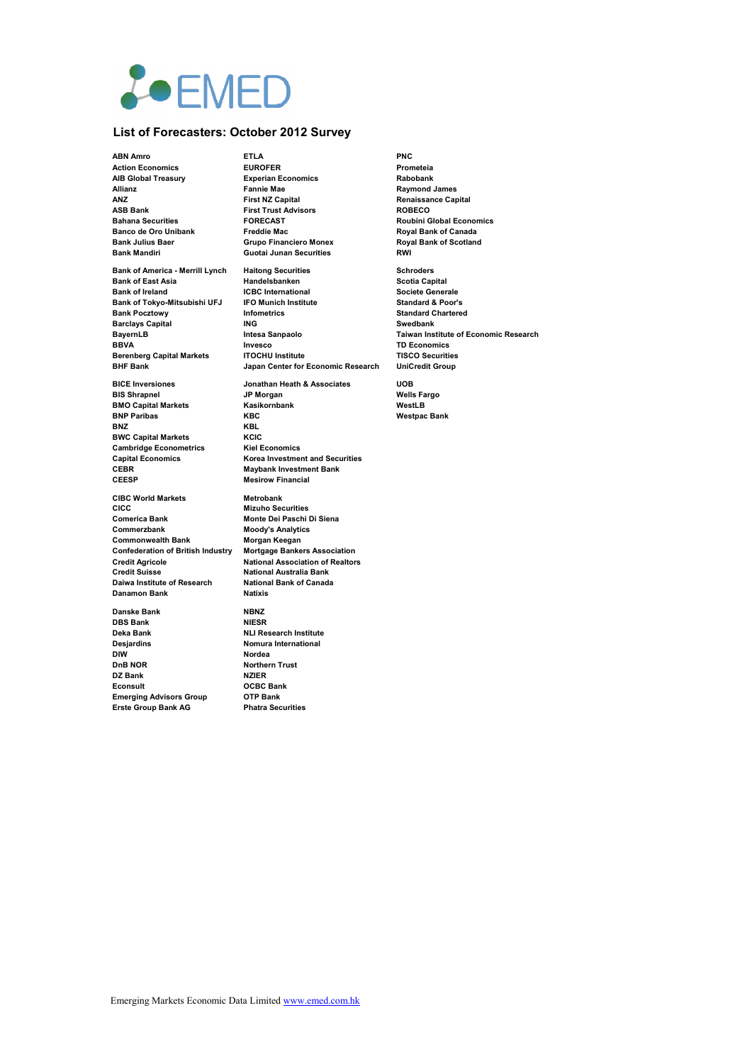EMED

## List of Forecasters: October 2012 Survey

**ABN Amro**
**Action Economics**
**AIB Global Treasury**
**Allianz**
**ANZ**
**ASB Bank**
**Bahana Securities**
**Banco de Oro Unibank**
**Bank Julius Baer**
**Bank Mandiri**

**Bank of America - Merrill Lynch**
**Bank of East Asia**
**Bank of Ireland**
**Bank of Tokyo-Mitsubishi UFJ**
**Bank Pocztowy**
**Barclays Capital**
**BayernLB**
**BBVA**
**Berenberg Capital Markets**
**BHF Bank**

**BICE Inversiones**
**BIS Shrapnel**
**BMO Capital Markets**
**BNP Paribas**
**BNZ**
**BWC Capital Markets**
**Cambridge Econometrics**
**Capital Economics**
**CEBR**
**CEESP**

**CIBC World Markets**
**CICC**
**Comerica Bank**
**Commerzbank**
**Commonwealth Bank**
**Confederation of British Industry**
**Credit Agricole**
**Credit Suisse**
**Daiwa Institute of Research**
**Danamon Bank**

**Danske Bank**
**DBS Bank**
**Deka Bank**
**Desjardins**
**DIW**
**DnB NOR**
**DZ Bank**
**Econsult**
**Emerging Advisors Group**
**Erste Group Bank AG**

**ETLA**
**EUROFER**
**Experian Economics**
**Fannie Mae**
**First NZ Capital**
**First Trust Advisors**
**FORECAST**
**Freddie Mac**
**Grupo Financiero Monex**
**Guotai Junan Securities**

**Haitong Securities**
**Handelsbanken**
**ICBC International**
**IFO Munich Institute**
**Infometrics**
**ING**
**Intesa Sanpaolo**
**Invesco**
**ITOCHU Institute**
**Japan Center for Economic Research**

**Jonathan Heath & Associates**
**JP Morgan**
**Kasikornbank**
**KBC**
**KBL**
**KCIC**
**Kiel Economics**
**Korea Investment and Securities**
**Maybank Investment Bank**
**Mesirow Financial**

**Metrobank**
**Mizuho Securities**
**Monte Dei Paschi Di Siena**
**Moody's Analytics**
**Morgan Keegan**
**Mortgage Bankers Association**
**National Association of Realtors**
**National Australia Bank**
**National Bank of Canada**
**Natixis**

**NBNZ**
**NIESR**
**NLI Research Institute**
**Nomura International**
**Nordea**
**Northern Trust**
**NZIER**
**OCBC Bank**
**OTP Bank**
**Phatra Securities**

**PNC**
**Prometeia**
**Rabobank**
**Raymond James**
**Renaissance Capital**
**ROBECO**
**Roubini Global Economics**
**Royal Bank of Canada**
**Royal Bank of Scotland**
**RWI**

**Schroders**
**Scotia Capital**
**Societe Generale**
**Standard & Poor's**
**Standard Chartered**
**Swedbank**
**Taiwan Institute of Economic Research**
**TD Economics**
**TISCO Securities**
**UniCredit Group**

**UOB**
**Wells Fargo**
**WestLB**
**Westpac Bank**

Emerging Markets Economic Data Limited www.emed.com.hk